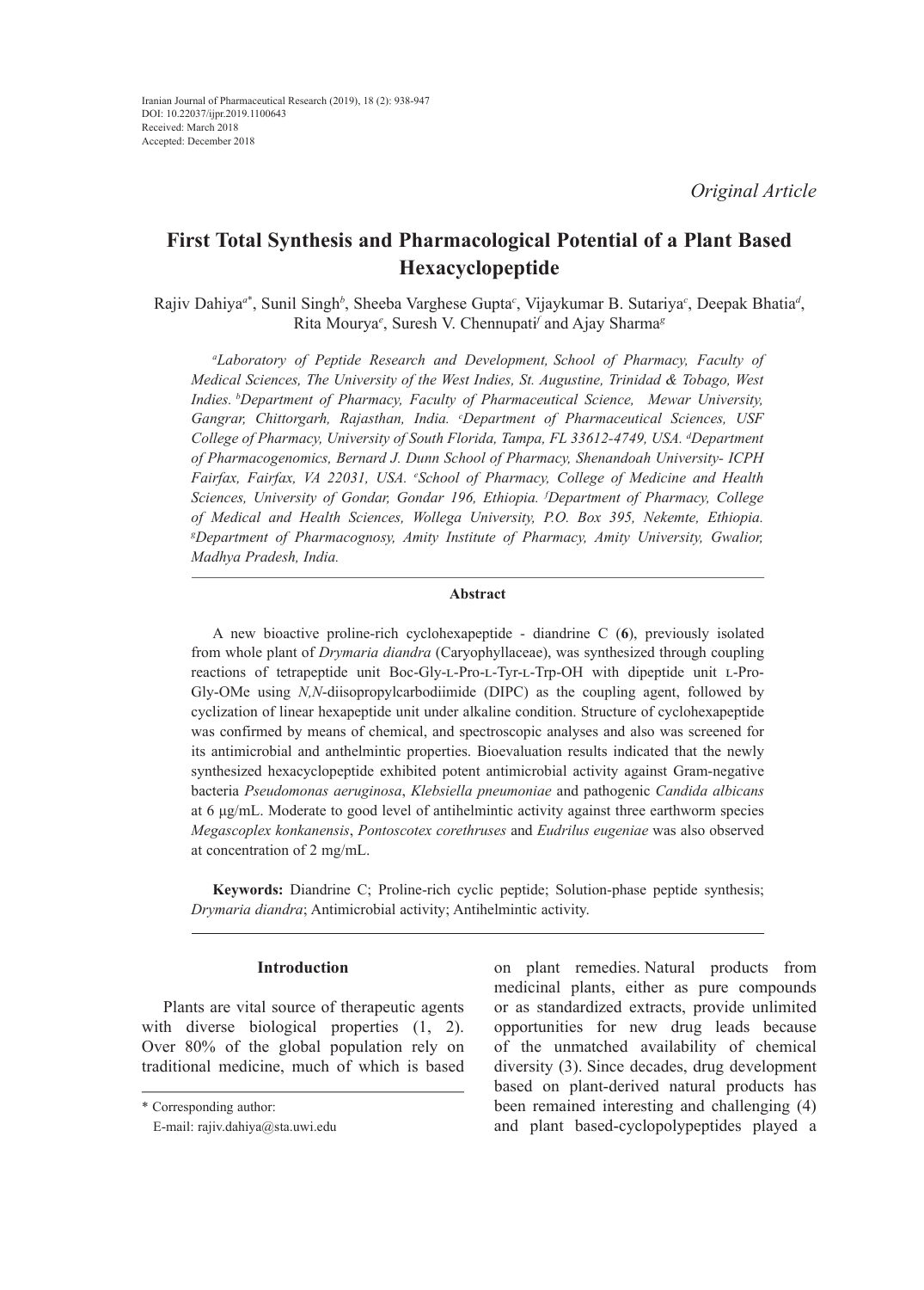Iranian Journal of Pharmaceutical Research (2019), 18 (2): 938-947
DOI: 10.22037/ijpr.2019.1100643
Received: March 2018
Accepted: December 2018

*Original Article*

# First Total Synthesis and Pharmacological Potential of a Plant Based Hexacyclopeptide

Rajiv Dahiya[a*], Sunil Singh[b], Sheeba Varghese Gupta[c], Vijaykumar B. Sutariya[c], Deepak Bhatia[d], Rita Mourya[e], Suresh V. Chennupati[f] and Ajay Sharma[g]

*[a]Laboratory of Peptide Research and Development, School of Pharmacy, Faculty of Medical Sciences, The University of the West Indies, St. Augustine, Trinidad & Tobago, West Indies. [b]Department of Pharmacy, Faculty of Pharmaceutical Science, Mewar University, Gangrar, Chittorgarh, Rajasthan, India. [c]Department of Pharmaceutical Sciences, USF College of Pharmacy, University of South Florida, Tampa, FL 33612-4749, USA. [d]Department of Pharmacogenomics, Bernard J. Dunn School of Pharmacy, Shenandoah University- ICPH Fairfax, Fairfax, VA 22031, USA. [e]School of Pharmacy, College of Medicine and Health Sciences, University of Gondar, Gondar 196, Ethiopia. [f]Department of Pharmacy, College of Medical and Health Sciences, Wollega University, P.O. Box 395, Nekemte, Ethiopia. [g]Department of Pharmacognosy, Amity Institute of Pharmacy, Amity University, Gwalior, Madhya Pradesh, India.*

## Abstract

A new bioactive proline-rich cyclohexapeptide - diandrine C (**6**), previously isolated from whole plant of *Drymaria diandra* (Caryophyllaceae), was synthesized through coupling reactions of tetrapeptide unit Boc-Gly-L-Pro-L-Tyr-L-Trp-OH with dipeptide unit L-Pro-Gly-OMe using *N,N*-diisopropylcarbodiimide (DIPC) as the coupling agent, followed by cyclization of linear hexapeptide unit under alkaline condition. Structure of cyclohexapeptide was confirmed by means of chemical, and spectroscopic analyses and also was screened for its antimicrobial and anthelmintic properties. Bioevaluation results indicated that the newly synthesized hexacyclopeptide exhibited potent antimicrobial activity against Gram-negative bacteria *Pseudomonas aeruginosa*, *Klebsiella pneumoniae* and pathogenic *Candida albicans* at 6 µg/mL. Moderate to good level of antihelmintic activity against three earthworm species *Megascoplex konkanensis*, *Pontoscotex corethruses* and *Eudrilus eugeniae* was also observed at concentration of 2 mg/mL.

**Keywords:** Diandrine C; Proline-rich cyclic peptide; Solution-phase peptide synthesis; *Drymaria diandra*; Antimicrobial activity; Antihelmintic activity.

## Introduction

Plants are vital source of therapeutic agents with diverse biological properties (1, 2). Over 80% of the global population rely on traditional medicine, much of which is based on plant remedies. Natural products from medicinal plants, either as pure compounds or as standardized extracts, provide unlimited opportunities for new drug leads because of the unmatched availability of chemical diversity (3). Since decades, drug development based on plant-derived natural products has been remained interesting and challenging (4) and plant based-cyclopolypeptides played a

\* Corresponding author:
E-mail: rajiv.dahiya@sta.uwi.edu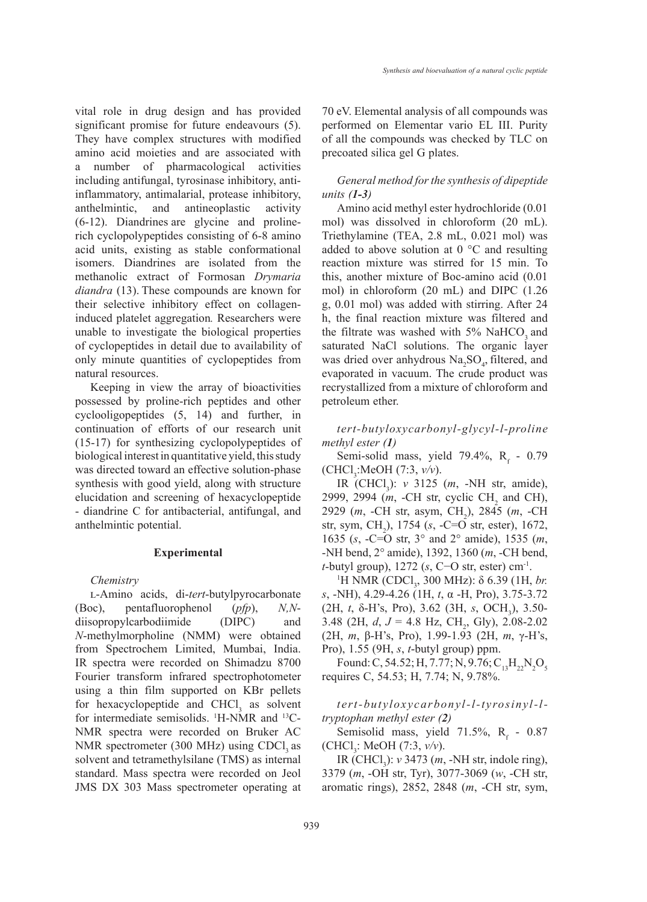vital role in drug design and has provided significant promise for future endeavours (5). They have complex structures with modified amino acid moieties and are associated with a number of pharmacological activities including antifungal, tyrosinase inhibitory, anti-inflammatory, antimalarial, protease inhibitory, anthelmintic, and antineoplastic activity (6-12). Diandrines are glycine and proline-rich cyclopolypeptides consisting of 6-8 amino acid units, existing as stable conformational isomers. Diandrines are isolated from the methanolic extract of Formosan *Drymaria diandra* (13). These compounds are known for their selective inhibitory effect on collagen-induced platelet aggregation*.* Researchers were unable to investigate the biological properties of cyclopeptides in detail due to availability of only minute quantities of cyclopeptides from natural resources.

Keeping in view the array of bioactivities possessed by proline-rich peptides and other cyclooligopeptides (5, 14) and further, in continuation of efforts of our research unit (15-17) for synthesizing cyclopolypeptides of biological interest in quantitative yield, this study was directed toward an effective solution-phase synthesis with good yield, along with structure elucidation and screening of hexacyclopeptide - diandrine C for antibacterial, antifungal, and anthelmintic potential.

## Experimental

### *Chemistry*

L-Amino acids, di-*tert*-butylpyrocarbonate (Boc), pentafluorophenol (*pfp*), *N,N*-diisopropylcarbodiimide (DIPC) and *N*-methylmorpholine (NMM) were obtained from Spectrochem Limited, Mumbai, India. IR spectra were recorded on Shimadzu 8700 Fourier transform infrared spectrophotometer using a thin film supported on KBr pellets for hexacyclopeptide and $CHCl_3$ as solvent for intermediate semisolids. $^1$H-NMR and $^{13}$C-NMR spectra were recorded on Bruker AC NMR spectrometer (300 MHz) using $CDCl_3$ as solvent and tetramethylsilane (TMS) as internal standard. Mass spectra were recorded on Jeol JMS DX 303 Mass spectrometer operating at 70 eV. Elemental analysis of all compounds was performed on Elementar vario EL III. Purity of all the compounds was checked by TLC on precoated silica gel G plates.

### *General method for the synthesis of dipeptide units (1-3)*

Amino acid methyl ester hydrochloride (0.01 mol) was dissolved in chloroform (20 mL). Triethylamine (TEA, 2.8 mL, 0.021 mol) was added to above solution at 0 °C and resulting reaction mixture was stirred for 15 min. To this, another mixture of Boc-amino acid (0.01 mol) in chloroform (20 mL) and DIPC (1.26 g, 0.01 mol) was added with stirring. After 24 h, the final reaction mixture was filtered and the filtrate was washed with 5% $NaHCO_3$ and saturated NaCl solutions. The organic layer was dried over anhydrous $Na_2SO_4$, filtered, and evaporated in vacuum. The crude product was recrystallized from a mixture of chloroform and petroleum ether.

### *tert-butyloxycarbonyl-glycyl-l-proline methyl ester (1)*

Semi-solid mass, yield 79.4%, $R_f$ - 0.79 ($CHCl_3$:MeOH (7:3, *v/v*).

IR ($CHCl_3$): *ν* 3125 (*m*, -NH str, amide), 2999, 2994 (*m*, -CH str, cyclic $CH_2$ and CH), 2929 (*m*, -CH str, asym, $CH_2$), 2845 (*m*, -CH str, sym, $CH_2$), 1754 (*s*, -C=O str, ester), 1672, 1635 (*s*, -C=O str, 3° and 2° amide), 1535 (*m*, -NH bend, 2° amide), 1392, 1360 (*m*, -CH bend, *t*-butyl group), 1272 (*s*, C−O str, ester) cm$^{-1}$.

$^1$H NMR ($CDCl_3$, 300 MHz): δ 6.39 (1H, *br. s*, -NH), 4.29-4.26 (1H, *t*, α -H, Pro), 3.75-3.72 (2H, *t*, δ-H's, Pro), 3.62 (3H, *s*, $OCH_3$), 3.50-3.48 (2H, *d*, *J* = 4.8 Hz, $CH_2$, Gly), 2.08-2.02 (2H, *m*, β-H's, Pro), 1.99-1.93 (2H, *m*, γ-H's, Pro), 1.55 (9H, *s*, *t*-butyl group) ppm.

Found: C, 54.52; H, 7.77; N, 9.76; $C_{13}H_{22}N_2O_5$ requires C, 54.53; H, 7.74; N, 9.78%.

### *tert-butyloxycarbonyl-l-tyrosinyl-l-tryptophan methyl ester (2)*

Semisolid mass, yield 71.5%, $R_f$ - 0.87 ($CHCl_3$: MeOH (7:3, *v/v*).

IR ($CHCl_3$): *ν* 3473 (*m*, -NH str, indole ring), 3379 (*m*, -OH str, Tyr), 3077-3069 (*w*, -CH str, aromatic rings), 2852, 2848 (*m*, -CH str, sym,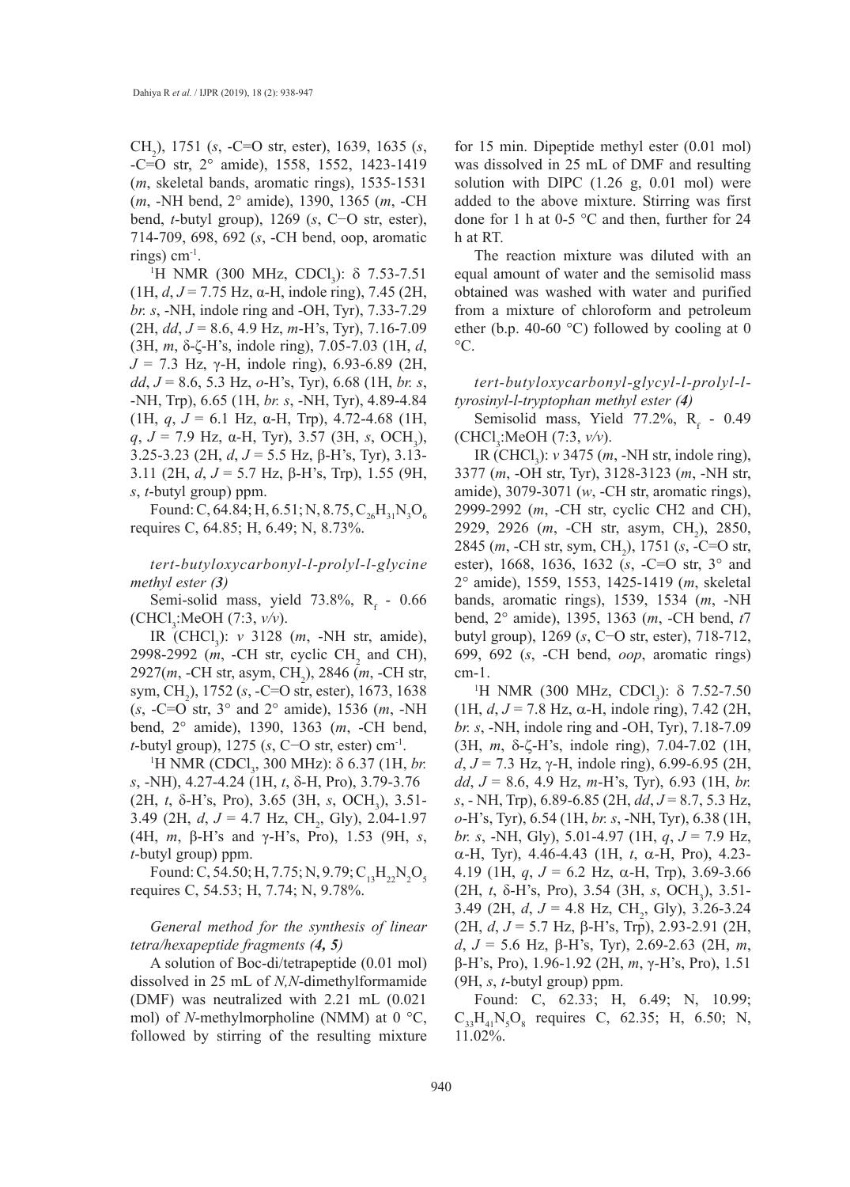$CH_2$), 1751 (*s*, -C=O str, ester), 1639, 1635 (*s*, -C=O str, 2° amide), 1558, 1552, 1423-1419 (*m*, skeletal bands, aromatic rings), 1535-1531 (*m*, -NH bend, 2° amide), 1390, 1365 (*m*, -CH bend, *t*-butyl group), 1269 (*s*, C−O str, ester), 714-709, 698, 692 (*s*, -CH bend, oop, aromatic rings) $cm^{-1}$.

$^1$H NMR (300 MHz, $CDCl_3$): δ 7.53-7.51 (1H, *d*, *J* = 7.75 Hz, α-H, indole ring), 7.45 (2H, *br. s*, -NH, indole ring and -OH, Tyr), 7.33-7.29 (2H, *dd*, *J* = 8.6, 4.9 Hz, *m*-H's, Tyr), 7.16-7.09 (3H, *m*, δ-ζ-H's, indole ring), 7.05-7.03 (1H, *d*, *J* = 7.3 Hz, γ-H, indole ring), 6.93-6.89 (2H, *dd*, *J* = 8.6, 5.3 Hz, *o*-H's, Tyr), 6.68 (1H, *br. s*, -NH, Trp), 6.65 (1H, *br. s*, -NH, Tyr), 4.89-4.84 (1H, *q*, *J* = 6.1 Hz, α-H, Trp), 4.72-4.68 (1H, *q*, *J* = 7.9 Hz, α-H, Tyr), 3.57 (3H, *s*, $OCH_3$), 3.25-3.23 (2H, *d*, *J* = 5.5 Hz, β-H's, Tyr), 3.13-3.11 (2H, *d*, *J* = 5.7 Hz, β-H's, Trp), 1.55 (9H, *s*, *t*-butyl group) ppm.

Found: C, 64.84; H, 6.51; N, 8.75, $C_{26}H_{31}N_3O_6$ requires C, 64.85; H, 6.49; N, 8.73%.

*tert-butyloxycarbonyl-l-prolyl-l-glycine methyl ester (3)*

Semi-solid mass, yield 73.8%, $R_f$ - 0.66 ($CHCl_3$:MeOH (7:3, *v/v*).

IR ($CHCl_3$): *ν* 3128 (*m*, -NH str, amide), 2998-2992 (*m*, -CH str, cyclic $CH_2$ and CH), 2927(*m*, -CH str, asym, $CH_2$), 2846 (*m*, -CH str, sym, $CH_2$), 1752 (*s*, -C=O str, ester), 1673, 1638 (*s*, -C=O str, 3° and 2° amide), 1536 (*m*, -NH bend, 2° amide), 1390, 1363 (*m*, -CH bend, *t*-butyl group), 1275 (*s*, C−O str, ester) $cm^{-1}$.

$^1$H NMR ($CDCl_3$, 300 MHz): δ 6.37 (1H, *br. s*, -NH), 4.27-4.24 (1H, *t*, δ-H, Pro), 3.79-3.76 (2H, *t*, δ-H's, Pro), 3.65 (3H, *s*, $OCH_3$), 3.51-3.49 (2H, *d*, *J* = 4.7 Hz, $CH_2$, Gly), 2.04-1.97 (4H, *m*, β-H's and γ-H's, Pro), 1.53 (9H, *s*, *t*-butyl group) ppm.

Found: C, 54.50; H, 7.75; N, 9.79; $C_{13}H_{22}N_2O_5$ requires C, 54.53; H, 7.74; N, 9.78%.

*General method for the synthesis of linear tetra/hexapeptide fragments (4, 5)*

A solution of Boc-di/tetrapeptide (0.01 mol) dissolved in 25 mL of *N,N*-dimethylformamide (DMF) was neutralized with 2.21 mL (0.021 mol) of *N*-methylmorpholine (NMM) at 0 °C, followed by stirring of the resulting mixture for 15 min. Dipeptide methyl ester (0.01 mol) was dissolved in 25 mL of DMF and resulting solution with DIPC (1.26 g, 0.01 mol) were added to the above mixture. Stirring was first done for 1 h at 0-5 °C and then, further for 24 h at RT.

The reaction mixture was diluted with an equal amount of water and the semisolid mass obtained was washed with water and purified from a mixture of chloroform and petroleum ether (b.p. 40-60 °C) followed by cooling at 0 °C.

*tert-butyloxycarbonyl-glycyl-l-prolyl-l-tyrosinyl-l-tryptophan methyl ester (4)*

Semisolid mass, Yield 77.2%, $R_f$ - 0.49 ($CHCl_3$:MeOH (7:3, *v/v*).

IR ($CHCl_3$): *ν* 3475 (*m*, -NH str, indole ring), 3377 (*m*, -OH str, Tyr), 3128-3123 (*m*, -NH str, amide), 3079-3071 (*w*, -CH str, aromatic rings), 2999-2992 (*m*, -CH str, cyclic CH2 and CH), 2929, 2926 (*m*, -CH str, asym, $CH_2$), 2850, 2845 (*m*, -CH str, sym, $CH_2$), 1751 (*s*, -C=O str, ester), 1668, 1636, 1632 (*s*, -C=O str, 3° and 2° amide), 1559, 1553, 1425-1419 (*m*, skeletal bands, aromatic rings), 1539, 1534 (*m*, -NH bend, 2° amide), 1395, 1363 (*m*, -CH bend, *t*7 butyl group), 1269 (*s*, C−O str, ester), 718-712, 699, 692 (*s*, -CH bend, *oop*, aromatic rings) cm-1.

$^1$H NMR (300 MHz, $CDCl_3$): δ 7.52-7.50 (1H, *d*, *J* = 7.8 Hz, α-H, indole ring), 7.42 (2H, *br. s*, -NH, indole ring and -OH, Tyr), 7.18-7.09 (3H, *m*, δ-ζ-H's, indole ring), 7.04-7.02 (1H, *d*, *J* = 7.3 Hz, γ-H, indole ring), 6.99-6.95 (2H, *dd*, *J* = 8.6, 4.9 Hz, *m*-H's, Tyr), 6.93 (1H, *br. s*, - NH, Trp), 6.89-6.85 (2H, *dd*, *J* = 8.7, 5.3 Hz, *o*-H's, Tyr), 6.54 (1H, *br. s*, -NH, Tyr), 6.38 (1H, *br. s*, -NH, Gly), 5.01-4.97 (1H, *q*, *J* = 7.9 Hz, α-H, Tyr), 4.46-4.43 (1H, *t*, α-H, Pro), 4.23-4.19 (1H, *q*, *J* = 6.2 Hz, α-H, Trp), 3.69-3.66 (2H, *t*, δ-H's, Pro), 3.54 (3H, *s*, $OCH_3$), 3.51-3.49 (2H, *d*, *J* = 4.8 Hz, $CH_2$, Gly), 3.26-3.24 (2H, *d*, *J* = 5.7 Hz, β-H's, Trp), 2.93-2.91 (2H, *d*, *J* = 5.6 Hz, β-H's, Tyr), 2.69-2.63 (2H, *m*, β-H's, Pro), 1.96-1.92 (2H, *m*, γ-H's, Pro), 1.51 (9H, *s*, *t*-butyl group) ppm.

Found: C, 62.33; H, 6.49; N, 10.99; $C_{33}H_{41}N_5O_8$ requires C, 62.35; H, 6.50; N, 11.02%.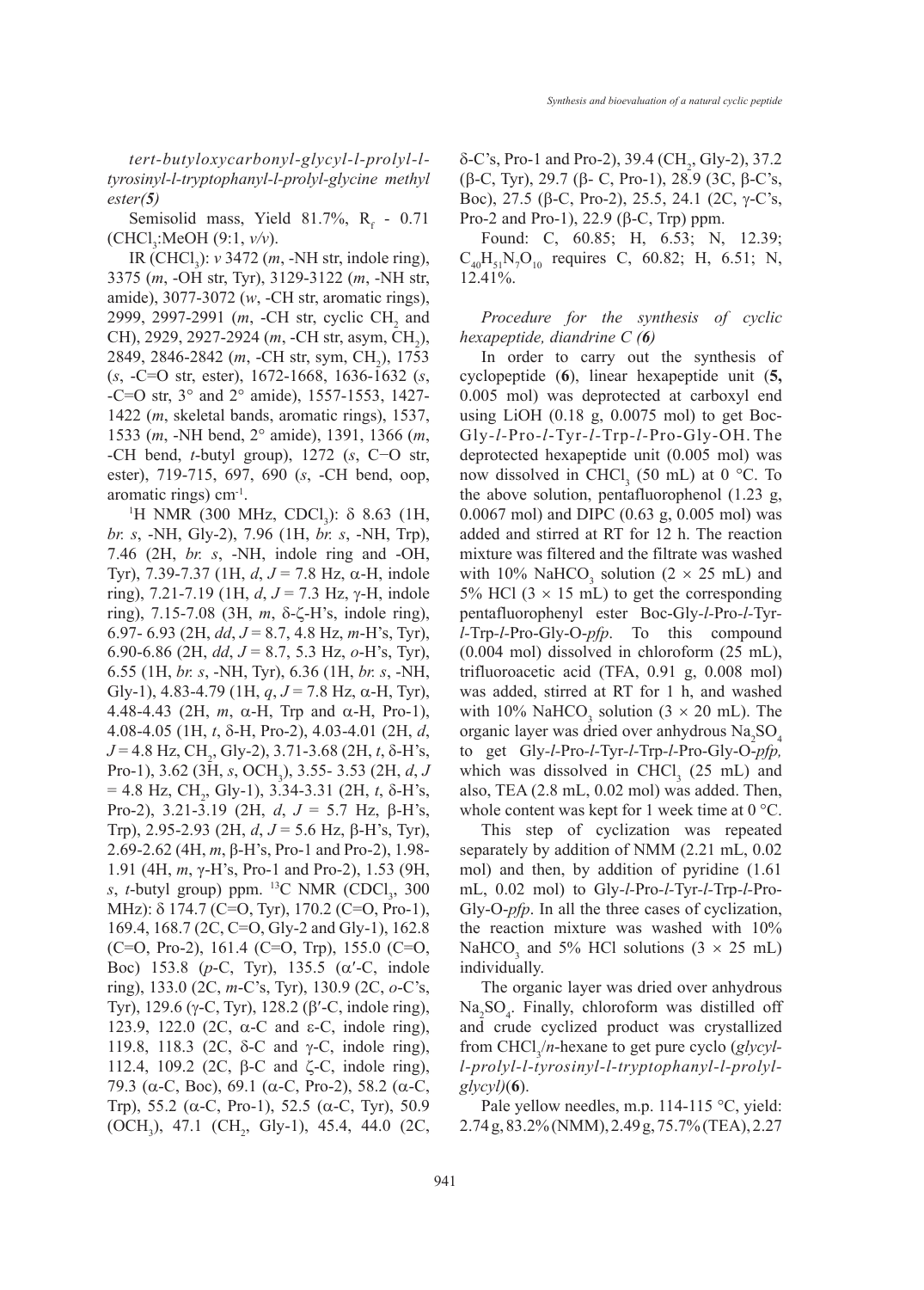*tert-butyloxycarbonyl-glycyl-l-prolyl-l-tyrosinyl-l-tryptophanyl-l-prolyl-glycine methyl ester(**5**)*

Semisolid mass, Yield 81.7%, $R_f$ - 0.71 ($CHCl_3$:MeOH (9:1, *v/v*).

IR ($CHCl_3$): *v* 3472 (*m*, -NH str, indole ring), 3375 (*m*, -OH str, Tyr), 3129-3122 (*m*, -NH str, amide), 3077-3072 (*w*, -CH str, aromatic rings), 2999, 2997-2991 (*m*, -CH str, cyclic $CH_2$ and CH), 2929, 2927-2924 (*m*, -CH str, asym, $CH_2$), 2849, 2846-2842 (*m*, -CH str, sym, $CH_2$), 1753 (*s*, -C=O str, ester), 1672-1668, 1636-1632 (*s*, -C=O str, 3° and 2° amide), 1557-1553, 1427-1422 (*m*, skeletal bands, aromatic rings), 1537, 1533 (*m*, -NH bend, 2° amide), 1391, 1366 (*m*, -CH bend, *t*-butyl group), 1272 (*s*, C−O str, ester), 719-715, 697, 690 (*s*, -CH bend, oop, aromatic rings) $cm^{-1}$.

$^1$H NMR (300 MHz, $CDCl_3$): δ 8.63 (1H, *br. s*, -NH, Gly-2), 7.96 (1H, *br. s*, -NH, Trp), 7.46 (2H, *br. s*, -NH, indole ring and -OH, Tyr), 7.39-7.37 (1H, *d*, *J* = 7.8 Hz, α-H, indole ring), 7.21-7.19 (1H, *d*, *J* = 7.3 Hz, γ-H, indole ring), 7.15-7.08 (3H, *m*, δ-ζ-H's, indole ring), 6.97- 6.93 (2H, *dd*, *J* = 8.7, 4.8 Hz, *m*-H's, Tyr), 6.90-6.86 (2H, *dd*, *J* = 8.7, 5.3 Hz, *o*-H's, Tyr), 6.55 (1H, *br. s*, -NH, Tyr), 6.36 (1H, *br. s*, -NH, Gly-1), 4.83-4.79 (1H, *q*, *J* = 7.8 Hz, α-H, Tyr), 4.48-4.43 (2H, *m*, α-H, Trp and α-H, Pro-1), 4.08-4.05 (1H, *t*, δ-H, Pro-2), 4.03-4.01 (2H, *d*, *J* = 4.8 Hz, $CH_2$, Gly-2), 3.71-3.68 (2H, *t*, δ-H's, Pro-1), 3.62 (3H, *s*, $OCH_3$), 3.55- 3.53 (2H, *d*, *J* = 4.8 Hz, $CH_2$, Gly-1), 3.34-3.31 (2H, *t*, δ-H's, Pro-2), 3.21-3.19 (2H, *d*, *J* = 5.7 Hz, β-H's, Trp), 2.95-2.93 (2H, *d*, *J* = 5.6 Hz, β-H's, Tyr), 2.69-2.62 (4H, *m*, β-H's, Pro-1 and Pro-2), 1.98-1.91 (4H, *m*, γ-H's, Pro-1 and Pro-2), 1.53 (9H, *s*, *t*-butyl group) ppm. $^{13}$C NMR ($CDCl_3$, 300 MHz): δ 174.7 (C=O, Tyr), 170.2 (C=O, Pro-1), 169.4, 168.7 (2C, C=O, Gly-2 and Gly-1), 162.8 (C=O, Pro-2), 161.4 (C=O, Trp), 155.0 (C=O, Boc) 153.8 (*p*-C, Tyr), 135.5 (α′-C, indole ring), 133.0 (2C, *m*-C's, Tyr), 130.9 (2C, *o*-C's, Tyr), 129.6 (γ-C, Tyr), 128.2 (β′-C, indole ring), 123.9, 122.0 (2C, α-C and ε-C, indole ring), 119.8, 118.3 (2C, δ-C and γ-C, indole ring), 112.4, 109.2 (2C, β-C and ζ-C, indole ring), 79.3 (α-C, Boc), 69.1 (α-C, Pro-2), 58.2 (α-C, Trp), 55.2 (α-C, Pro-1), 52.5 (α-C, Tyr), 50.9 ($OCH_3$), 47.1 ($CH_2$, Gly-1), 45.4, 44.0 (2C, δ-C's, Pro-1 and Pro-2), 39.4 ($CH_2$, Gly-2), 37.2 (β-C, Tyr), 29.7 (β- C, Pro-1), 28.9 (3C, β-C's, Boc), 27.5 (β-C, Pro-2), 25.5, 24.1 (2C, γ-C's, Pro-2 and Pro-1), 22.9 (β-C, Trp) ppm.

Found: C, 60.85; H, 6.53; N, 12.39; $C_{40}H_{51}N_7O_{10}$ requires C, 60.82; H, 6.51; N, 12.41%.

*Procedure for the synthesis of cyclic hexapeptide, diandrine C (**6**)*

In order to carry out the synthesis of cyclopeptide (**6**), linear hexapeptide unit (**5,** 0.005 mol) was deprotected at carboxyl end using LiOH (0.18 g, 0.0075 mol) to get Boc-Gly-*l*-Pro-*l*-Tyr-*l*-Trp-*l*-Pro-Gly-OH. The deprotected hexapeptide unit (0.005 mol) was now dissolved in $CHCl_3$ (50 mL) at 0 °C. To the above solution, pentafluorophenol (1.23 g, 0.0067 mol) and DIPC (0.63 g, 0.005 mol) was added and stirred at RT for 12 h. The reaction mixture was filtered and the filtrate was washed with 10% $NaHCO_3$ solution (2 × 25 mL) and 5% HCl (3 × 15 mL) to get the corresponding pentafluorophenyl ester Boc-Gly-*l*-Pro-*l*-Tyr-*l*-Trp-*l*-Pro-Gly-O-*pfp*. To this compound (0.004 mol) dissolved in chloroform (25 mL), trifluoroacetic acid (TFA, 0.91 g, 0.008 mol) was added, stirred at RT for 1 h, and washed with 10% $NaHCO_3$ solution (3 × 20 mL). The organic layer was dried over anhydrous $Na_2SO_4$ to get Gly-*l*-Pro-*l*-Tyr-*l*-Trp-*l*-Pro-Gly-O-*pfp,* which was dissolved in $CHCl_3$ (25 mL) and also, TEA (2.8 mL, 0.02 mol) was added. Then, whole content was kept for 1 week time at 0 °C.

This step of cyclization was repeated separately by addition of NMM (2.21 mL, 0.02 mol) and then, by addition of pyridine (1.61 mL, 0.02 mol) to Gly-*l*-Pro-*l*-Tyr-*l*-Trp-*l*-Pro-Gly-O-*pfp*. In all the three cases of cyclization, the reaction mixture was washed with 10% $NaHCO_3$ and 5% HCl solutions (3 × 25 mL) individually.

The organic layer was dried over anhydrous $Na_2SO_4$. Finally, chloroform was distilled off and crude cyclized product was crystallized from $CHCl_3$/*n*-hexane to get pure cyclo (*glycyl-l-prolyl-l-tyrosinyl-l-tryptophanyl-l-prolyl-glycyl*)(**6**).

Pale yellow needles, m.p. 114-115 °C, yield: 2.74 g, 83.2% (NMM), 2.49 g, 75.7% (TEA), 2.27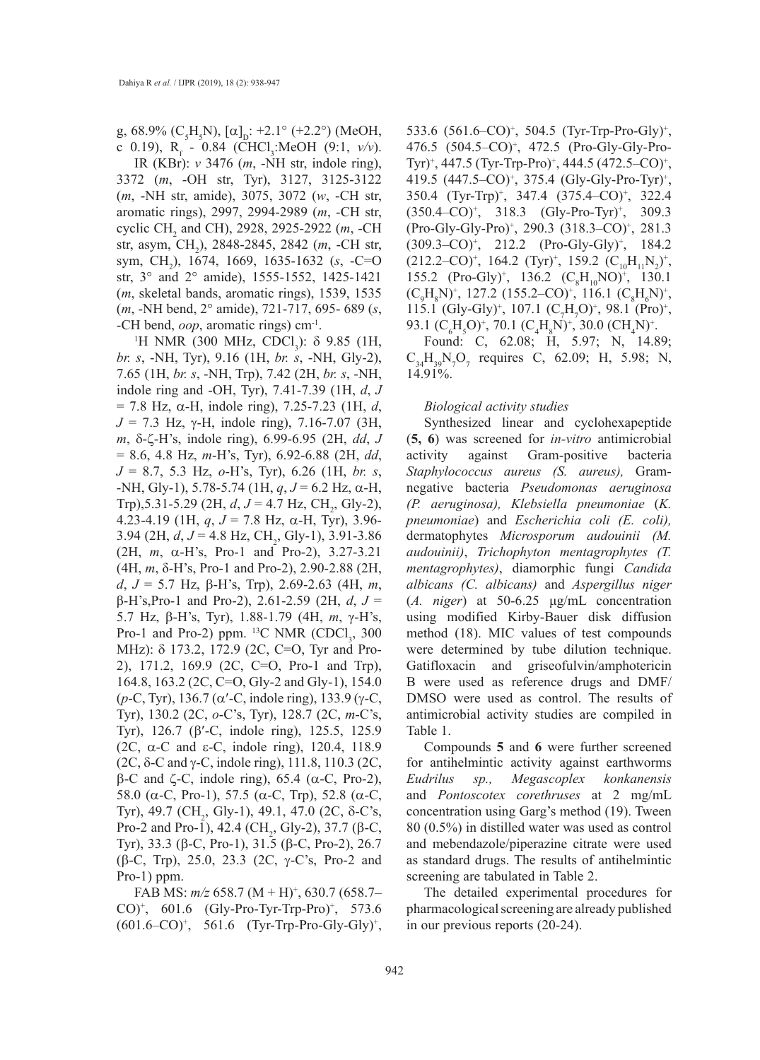g, 68.9% ($C_5H_5N$), $[\alpha]_D$: +2.1° (+2.2°) (MeOH, c 0.19), $R_f$ - 0.84 ($CHCl_3$:MeOH (9:1, *v/v*).

IR (KBr): *ν* 3476 (*m*, -NH str, indole ring), 3372 (*m*, -OH str, Tyr), 3127, 3125-3122 (*m*, -NH str, amide), 3075, 3072 (*w*, -CH str, aromatic rings), 2997, 2994-2989 (*m*, -CH str, cyclic $CH_2$ and CH), 2928, 2925-2922 (*m*, -CH str, asym, $CH_2$), 2848-2845, 2842 (*m*, -CH str, sym, $CH_2$), 1674, 1669, 1635-1632 (*s*, -C=O str, 3° and 2° amide), 1555-1552, 1425-1421 (*m*, skeletal bands, aromatic rings), 1539, 1535 (*m*, -NH bend, 2° amide), 721-717, 695- 689 (*s*, -CH bend, *oop*, aromatic rings) $cm^{-1}$.

$^1$H NMR (300 MHz, $CDCl_3$): δ 9.85 (1H, *br. s*, -NH, Tyr), 9.16 (1H, *br. s*, -NH, Gly-2), 7.65 (1H, *br. s*, -NH, Trp), 7.42 (2H, *br. s*, -NH, indole ring and -OH, Tyr), 7.41-7.39 (1H, *d*, *J* = 7.8 Hz, α-H, indole ring), 7.25-7.23 (1H, *d*, *J* = 7.3 Hz, γ-H, indole ring), 7.16-7.07 (3H, *m*, δ-ζ-H's, indole ring), 6.99-6.95 (2H, *dd*, *J* = 8.6, 4.8 Hz, *m*-H's, Tyr), 6.92-6.88 (2H, *dd*, *J* = 8.7, 5.3 Hz, *o*-H's, Tyr), 6.26 (1H, *br. s*, -NH, Gly-1), 5.78-5.74 (1H, *q*, *J* = 6.2 Hz, α-H, Trp),5.31-5.29 (2H, *d*, *J* = 4.7 Hz, $CH_2$, Gly-2), 4.23-4.19 (1H, *q*, *J* = 7.8 Hz, α-H, Tyr), 3.96-3.94 (2H, *d*, *J* = 4.8 Hz, $CH_2$, Gly-1), 3.91-3.86 (2H, *m*, α-H's, Pro-1 and Pro-2), 3.27-3.21 (4H, *m*, δ-H's, Pro-1 and Pro-2), 2.90-2.88 (2H, *d*, *J* = 5.7 Hz, β-H's, Trp), 2.69-2.63 (4H, *m*, β-H's,Pro-1 and Pro-2), 2.61-2.59 (2H, *d*, *J* = 5.7 Hz, β-H's, Tyr), 1.88-1.79 (4H, *m*, γ-H's, Pro-1 and Pro-2) ppm. $^{13}$C NMR ($CDCl_3$, 300 MHz): δ 173.2, 172.9 (2C, C=O, Tyr and Pro-2), 171.2, 169.9 (2C, C=O, Pro-1 and Trp), 164.8, 163.2 (2C, C=O, Gly-2 and Gly-1), 154.0 (*p*-C, Tyr), 136.7 (α′-C, indole ring), 133.9 (γ-C, Tyr), 130.2 (2C, *o*-C's, Tyr), 128.7 (2C, *m*-C's, Tyr), 126.7 (β′-C, indole ring), 125.5, 125.9 (2C, α-C and ε-C, indole ring), 120.4, 118.9 (2C, δ-C and γ-C, indole ring), 111.8, 110.3 (2C, β-C and ζ-C, indole ring), 65.4 (α-C, Pro-2), 58.0 (α-C, Pro-1), 57.5 (α-C, Trp), 52.8 (α-C, Tyr), 49.7 ($CH_2$, Gly-1), 49.1, 47.0 (2C, δ-C's, Pro-2 and Pro-1), 42.4 ($CH_2$, Gly-2), 37.7 (β-C, Tyr), 33.3 (β-C, Pro-1), 31.5 (β-C, Pro-2), 26.7 (β-C, Trp), 25.0, 23.3 (2C, γ-C's, Pro-2 and Pro-1) ppm.

FAB MS: *m/z* 658.7 $(M + H)^+$, 630.7 $(658.7–CO)^+$, 601.6 $(Gly\text{-}Pro\text{-}Tyr\text{-}Trp\text{-}Pro)^+$, 573.6 $(601.6–CO)^+$, 561.6 $(Tyr\text{-}Trp\text{-}Pro\text{-}Gly\text{-}Gly)^+$, 533.6 $(561.6–CO)^+$, 504.5 $(Tyr\text{-}Trp\text{-}Pro\text{-}Gly)^+$, 476.5 $(504.5–CO)^+$, 472.5 $(Pro\text{-}Gly\text{-}Gly\text{-}Pro\text{-}Tyr)^+$, 447.5 $(Tyr\text{-}Trp\text{-}Pro)^+$, 444.5 $(472.5–CO)^+$, 419.5 $(447.5–CO)^+$, 375.4 $(Gly\text{-}Gly\text{-}Pro\text{-}Tyr)^+$, 350.4 $(Tyr\text{-}Trp)^+$, 347.4 $(375.4–CO)^+$, 322.4 $(350.4–CO)^+$, 318.3 $(Gly\text{-}Pro\text{-}Tyr)^+$, 309.3 $(Pro\text{-}Gly\text{-}Gly\text{-}Pro)^+$, 290.3 $(318.3–CO)^+$, 281.3 $(309.3–CO)^+$, 212.2 $(Pro\text{-}Gly\text{-}Gly)^+$, 184.2 $(212.2–CO)^+$, 164.2 $(Tyr)^+$, 159.2 $(C_{10}H_{11}N_2)^+$, 155.2 $(Pro\text{-}Gly)^+$, 136.2 $(C_8H_{10}NO)^+$, 130.1 $(C_9H_8N)^+$, 127.2 $(155.2–CO)^+$, 116.1 $(C_8H_6N)^+$, 115.1 $(Gly\text{-}Gly)^+$, 107.1 $(C_7H_7O)^+$, 98.1 $(Pro)^+$, 93.1 $(C_6H_5O)^+$, 70.1 $(C_4H_8N)^+$, 30.0 $(CH_4N)^+$.

Found: C, 62.08; H, 5.97; N, 14.89; $C_{34}H_{39}N_7O_7$ requires C, 62.09; H, 5.98; N, 14.91%.

*Biological activity studies*

Synthesized linear and cyclohexapeptide (**5, 6**) was screened for *in-vitro* antimicrobial activity against Gram-positive bacteria *Staphylococcus aureus (S. aureus),* Gram-negative bacteria *Pseudomonas aeruginosa (P. aeruginosa), Klebsiella pneumoniae* (*K. pneumoniae*) and *Escherichia coli (E. coli),* dermatophytes *Microsporum audouinii (M. audouinii)*, *Trichophyton mentagrophytes (T. mentagrophytes)*, diamorphic fungi *Candida albicans (C. albicans)* and *Aspergillus niger* (*A. niger*) at 50-6.25 μg/mL concentration using modified Kirby-Bauer disk diffusion method (18). MIC values of test compounds were determined by tube dilution technique. Gatifloxacin and griseofulvin/amphotericin B were used as reference drugs and DMF/DMSO were used as control. The results of antimicrobial activity studies are compiled in Table 1.

Compounds **5** and **6** were further screened for antihelmintic activity against earthworms *Eudrilus sp., Megascoplex konkanensis* and *Pontoscotex corethruses* at 2 mg/mL concentration using Garg's method (19). Tween 80 (0.5%) in distilled water was used as control and mebendazole/piperazine citrate were used as standard drugs. The results of antihelmintic screening are tabulated in Table 2.

The detailed experimental procedures for pharmacological screening are already published in our previous reports (20-24).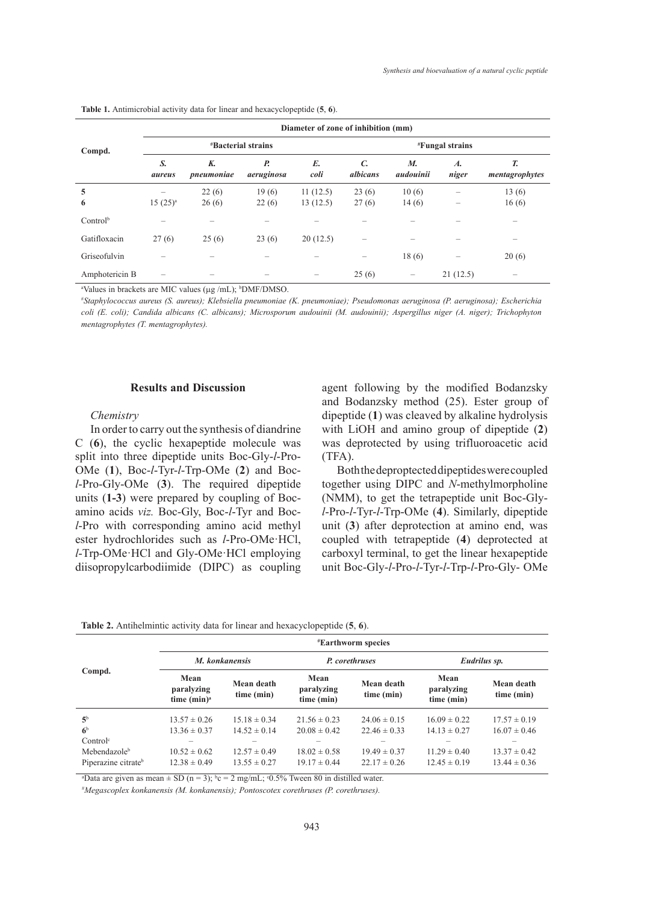**Table 1.** Antimicrobial activity data for linear and hexacyclopeptide (**5**, **6**).

| Compd. | Diameter of zone of inhibition (mm) | | | | | | | |
|---|---|---|---|---|---|---|---|---|
| | #Bacterial strains | | | | #Fungal strains | | | |
| | *S. aureus* | *K. pneumoniae* | *P. aeruginosa* | *E. coli* | *C. albicans* | *M. audouinii* | *A. niger* | *T. mentagrophytes* |
| **5** | – | 22 (6) | 19 (6) | 11 (12.5) | 23 (6) | 10 (6) | – | 13 (6) |
| **6** | 15 (25)[a] | 26 (6) | 22 (6) | 13 (12.5) | 27 (6) | 14 (6) | – | 16 (6) |
| Control[b] | – | – | – | – | – | – | – | – |
| Gatifloxacin | 27 (6) | 25 (6) | 23 (6) | 20 (12.5) | – | – | – | – |
| Griseofulvin | – | – | – | – | – | 18 (6) | – | 20 (6) |
| Amphotericin B | – | – | – | – | 25 (6) | – | 21 (12.5) | – |

[a]Values in brackets are MIC values (μg /mL); [b]DMF/DMSO.

#*Staphylococcus aureus (S. aureus); Klebsiella pneumoniae (K. pneumoniae); Pseudomonas aeruginosa (P. aeruginosa); Escherichia coli (E. coli); Candida albicans (C. albicans); Microsporum audouinii (M. audouinii); Aspergillus niger (A. niger); Trichophyton mentagrophytes (T. mentagrophytes).*

## Results and Discussion

### *Chemistry*

In order to carry out the synthesis of diandrine C (**6**), the cyclic hexapeptide molecule was split into three dipeptide units Boc-Gly-*l*-Pro-OMe (**1**), Boc-*l*-Tyr-*l*-Trp-OMe (**2**) and Boc-*l*-Pro-Gly-OMe (**3**). The required dipeptide units (**1-3**) were prepared by coupling of Boc-amino acids *viz.* Boc-Gly, Boc-*l*-Tyr and Boc-*l*-Pro with corresponding amino acid methyl ester hydrochlorides such as *l*-Pro-OMe·HCl, *l*-Trp-OMe·HCl and Gly-OMe·HCl employing diisopropylcarbodiimide (DIPC) as coupling agent following by the modified Bodanzsky and Bodanzsky method (25). Ester group of dipeptide (**1**) was cleaved by alkaline hydrolysis with LiOH and amino group of dipeptide (**2**) was deprotected by using trifluoroacetic acid (TFA).

Both the deproptected dipeptides were coupled together using DIPC and *N*-methylmorpholine (NMM), to get the tetrapeptide unit Boc-Gly-*l*-Pro-*l*-Tyr-*l*-Trp-OMe (**4**). Similarly, dipeptide unit (**3**) after deprotection at amino end, was coupled with tetrapeptide (**4**) deprotected at carboxyl terminal, to get the linear hexapeptide unit Boc-Gly-*l*-Pro-*l*-Tyr-*l*-Trp-*l*-Pro-Gly- OMe

**Table 2.** Antihelmintic activity data for linear and hexacyclopeptide (**5**, **6**).

| Compd. | #Earthworm species | | | | | |
|---|---|---|---|---|---|---|
| | *M. konkanensis* | | *P. corethruses* | | *Eudrilus sp.* | |
| | Mean paralyzing time (min)[a] | Mean death time (min) | Mean paralyzing time (min) | Mean death time (min) | Mean paralyzing time (min) | Mean death time (min) |
| **5**[b] | 13.57 ± 0.26 | 15.18 ± 0.34 | 21.56 ± 0.23 | 24.06 ± 0.15 | 16.09 ± 0.22 | 17.57 ± 0.19 |
| **6**[b] | 13.36 ± 0.37 | 14.52 ± 0.14 | 20.08 ± 0.42 | 22.46 ± 0.33 | 14.13 ± 0.27 | 16.07 ± 0.46 |
| Control[c] | – | – | – | – | – | – |
| Mebendazole[b] | 10.52 ± 0.62 | 12.57 ± 0.49 | 18.02 ± 0.58 | 19.49 ± 0.37 | 11.29 ± 0.40 | 13.37 ± 0.42 |
| Piperazine citrate[b] | 12.38 ± 0.49 | 13.55 ± 0.27 | 19.17 ± 0.44 | 22.17 ± 0.26 | 12.45 ± 0.19 | 13.44 ± 0.36 |

[a]Data are given as mean ± SD (n = 3); [b]c = 2 mg/mL; [c]0.5% Tween 80 in distilled water.

#*Megascoplex konkanensis (M. konkanensis); Pontoscotex corethruses (P. corethruses).*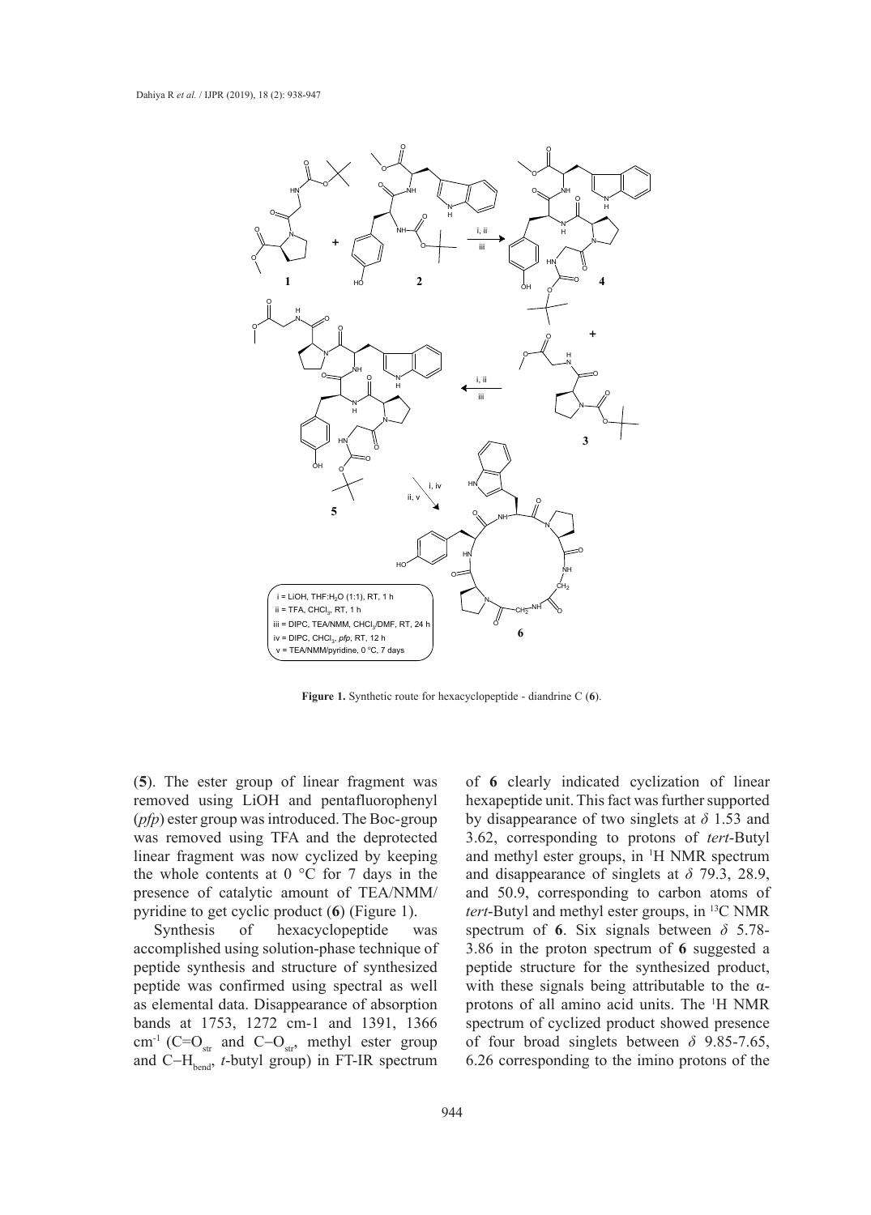Figure 1. Synthetic route for hexacyclopeptide - diandrine C (**6**).

(**5**). The ester group of linear fragment was removed using LiOH and pentafluorophenyl (*pfp*) ester group was introduced. The Boc-group was removed using TFA and the deprotected linear fragment was now cyclized by keeping the whole contents at 0 °C for 7 days in the presence of catalytic amount of TEA/NMM/pyridine to get cyclic product (**6**) (Figure 1).

Synthesis of hexacyclopeptide was accomplished using solution-phase technique of peptide synthesis and structure of synthesized peptide was confirmed using spectral as well as elemental data. Disappearance of absorption bands at 1753, 1272 cm-1 and 1391, 1366 $cm^{-1}$ ($C{=}O_{str}$ and $C{-}O_{str}$, methyl ester group and $C{-}H_{bend}$, *t*-butyl group) in FT-IR spectrum of **6** clearly indicated cyclization of linear hexapeptide unit. This fact was further supported by disappearance of two singlets at $\delta$ 1.53 and 3.62, corresponding to protons of *tert*-Butyl and methyl ester groups, in $^1H$ NMR spectrum and disappearance of singlets at $\delta$ 79.3, 28.9, and 50.9, corresponding to carbon atoms of *tert*-Butyl and methyl ester groups, in $^{13}C$ NMR spectrum of **6**. Six signals between $\delta$ 5.78-3.86 in the proton spectrum of **6** suggested a peptide structure for the synthesized product, with these signals being attributable to the α-protons of all amino acid units. The $^1H$ NMR spectrum of cyclized product showed presence of four broad singlets between $\delta$ 9.85-7.65, 6.26 corresponding to the imino protons of the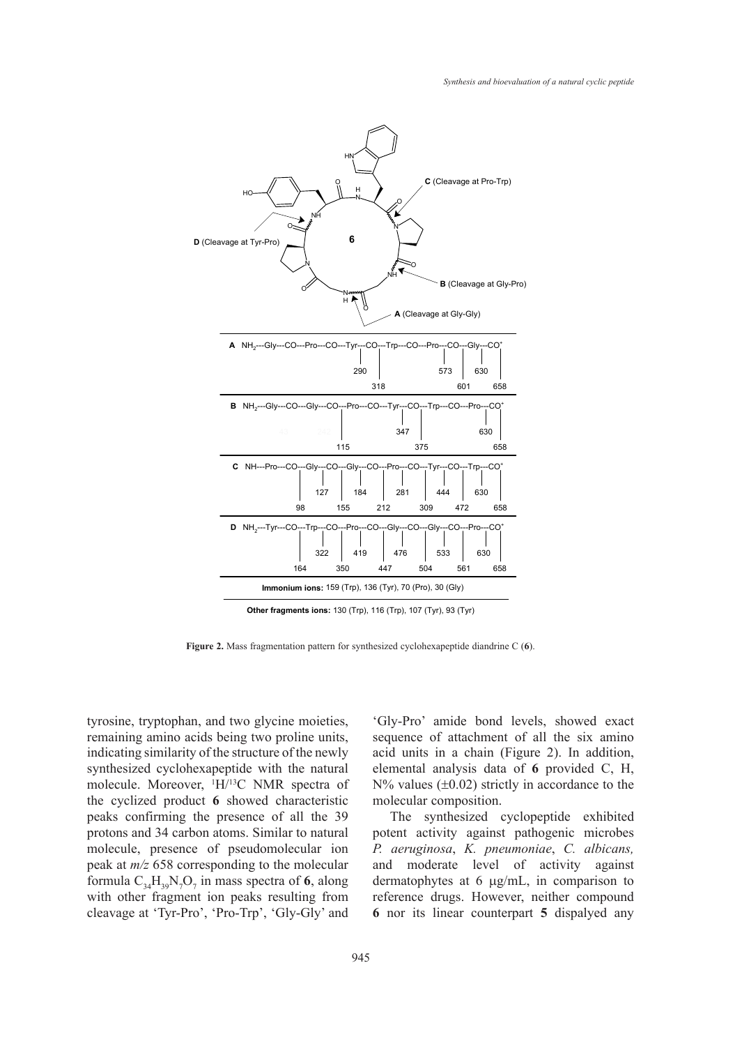**Figure 2.** Mass fragmentation pattern for synthesized cyclohexapeptide diandrine C (**6**).

tyrosine, tryptophan, and two glycine moieties, remaining amino acids being two proline units, indicating similarity of the structure of the newly synthesized cyclohexapeptide with the natural molecule. Moreover, $^{1}H/^{13}C$ NMR spectra of the cyclized product **6** showed characteristic peaks confirming the presence of all the 39 protons and 34 carbon atoms. Similar to natural molecule, presence of pseudomolecular ion peak at *m/z* 658 corresponding to the molecular formula $C_{34}H_{39}N_{7}O_{7}$ in mass spectra of **6**, along with other fragment ion peaks resulting from cleavage at 'Tyr-Pro', 'Pro-Trp', 'Gly-Gly' and 'Gly-Pro' amide bond levels, showed exact sequence of attachment of all the six amino acid units in a chain (Figure 2). In addition, elemental analysis data of **6** provided C, H, N% values (±0.02) strictly in accordance to the molecular composition.

The synthesized cyclopeptide exhibited potent activity against pathogenic microbes *P. aeruginosa*, *K. pneumoniae*, *C. albicans,* and moderate level of activity against dermatophytes at 6 μg/mL, in comparison to reference drugs. However, neither compound **6** nor its linear counterpart **5** dispalyed any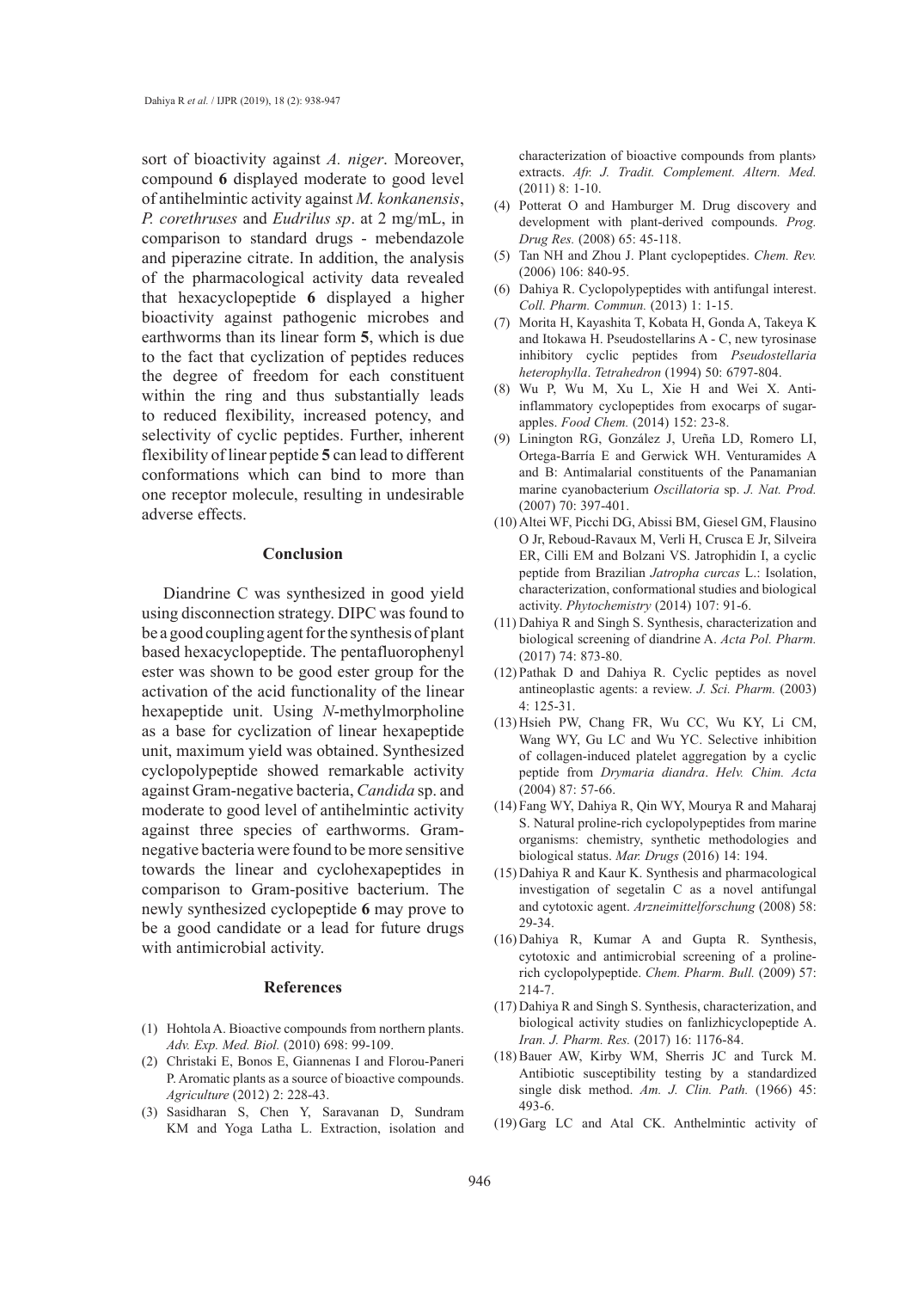sort of bioactivity against *A. niger*. Moreover, compound **6** displayed moderate to good level of antihelmintic activity against *M. konkanensis*, *P. corethruses* and *Eudrilus sp*. at 2 mg/mL, in comparison to standard drugs - mebendazole and piperazine citrate. In addition, the analysis of the pharmacological activity data revealed that hexacyclopeptide **6** displayed a higher bioactivity against pathogenic microbes and earthworms than its linear form **5**, which is due to the fact that cyclization of peptides reduces the degree of freedom for each constituent within the ring and thus substantially leads to reduced flexibility, increased potency, and selectivity of cyclic peptides. Further, inherent flexibility of linear peptide **5** can lead to different conformations which can bind to more than one receptor molecule, resulting in undesirable adverse effects.

## Conclusion

Diandrine C was synthesized in good yield using disconnection strategy. DIPC was found to be a good coupling agent for the synthesis of plant based hexacyclopeptide. The pentafluorophenyl ester was shown to be good ester group for the activation of the acid functionality of the linear hexapeptide unit. Using *N*-methylmorpholine as a base for cyclization of linear hexapeptide unit, maximum yield was obtained. Synthesized cyclopolypeptide showed remarkable activity against Gram-negative bacteria, *Candida* sp. and moderate to good level of antihelmintic activity against three species of earthworms. Gram-negative bacteria were found to be more sensitive towards the linear and cyclohexapeptides in comparison to Gram-positive bacterium. The newly synthesized cyclopeptide **6** may prove to be a good candidate or a lead for future drugs with antimicrobial activity.

## References

(1) Hohtola A. Bioactive compounds from northern plants. *Adv. Exp. Med. Biol.* (2010) 698: 99-109.

(2) Christaki E, Bonos E, Giannenas I and Florou-Paneri P. Aromatic plants as a source of bioactive compounds. *Agriculture* (2012) 2: 228-43.

(3) Sasidharan S, Chen Y, Saravanan D, Sundram KM and Yoga Latha L. Extraction, isolation and characterization of bioactive compounds from plants› extracts. *Afr. J. Tradit. Complement. Altern. Med.* (2011) 8: 1-10.

(4) Potterat O and Hamburger M. Drug discovery and development with plant-derived compounds. *Prog. Drug Res.* (2008) 65: 45-118.

(5) Tan NH and Zhou J. Plant cyclopeptides. *Chem. Rev.* (2006) 106: 840-95.

(6) Dahiya R. Cyclopolypeptides with antifungal interest. *Coll. Pharm. Commun.* (2013) 1: 1-15.

(7) Morita H, Kayashita T, Kobata H, Gonda A, Takeya K and Itokawa H. Pseudostellarins A - C, new tyrosinase inhibitory cyclic peptides from *Pseudostellaria heterophylla*. *Tetrahedron* (1994) 50: 6797-804.

(8) Wu P, Wu M, Xu L, Xie H and Wei X. Anti-inflammatory cyclopeptides from exocarps of sugar-apples. *Food Chem.* (2014) 152: 23-8.

(9) Linington RG, González J, Ureña LD, Romero LI, Ortega-Barría E and Gerwick WH. Venturamides A and B: Antimalarial constituents of the Panamanian marine cyanobacterium *Oscillatoria* sp. *J. Nat. Prod.* (2007) 70: 397-401.

(10) Altei WF, Picchi DG, Abissi BM, Giesel GM, Flausino O Jr, Reboud-Ravaux M, Verli H, Crusca E Jr, Silveira ER, Cilli EM and Bolzani VS. Jatrophidin I, a cyclic peptide from Brazilian *Jatropha curcas* L.: Isolation, characterization, conformational studies and biological activity. *Phytochemistry* (2014) 107: 91-6.

(11) Dahiya R and Singh S. Synthesis, characterization and biological screening of diandrine A. *Acta Pol. Pharm.* (2017) 74: 873-80.

(12) Pathak D and Dahiya R. Cyclic peptides as novel antineoplastic agents: a review. *J. Sci. Pharm.* (2003) 4: 125-31.

(13) Hsieh PW, Chang FR, Wu CC, Wu KY, Li CM, Wang WY, Gu LC and Wu YC. Selective inhibition of collagen-induced platelet aggregation by a cyclic peptide from *Drymaria diandra*. *Helv. Chim. Acta* (2004) 87: 57-66.

(14) Fang WY, Dahiya R, Qin WY, Mourya R and Maharaj S. Natural proline-rich cyclopolypeptides from marine organisms: chemistry, synthetic methodologies and biological status. *Mar. Drugs* (2016) 14: 194.

(15) Dahiya R and Kaur K. Synthesis and pharmacological investigation of segetalin C as a novel antifungal and cytotoxic agent. *Arzneimittelforschung* (2008) 58: 29-34.

(16) Dahiya R, Kumar A and Gupta R. Synthesis, cytotoxic and antimicrobial screening of a proline-rich cyclopolypeptide. *Chem. Pharm. Bull.* (2009) 57: 214-7.

(17) Dahiya R and Singh S. Synthesis, characterization, and biological activity studies on fanlizhicyclopeptide A. *Iran. J. Pharm. Res.* (2017) 16: 1176-84.

(18) Bauer AW, Kirby WM, Sherris JC and Turck M. Antibiotic susceptibility testing by a standardized single disk method. *Am. J. Clin. Path.* (1966) 45: 493-6.

(19) Garg LC and Atal CK. Anthelmintic activity of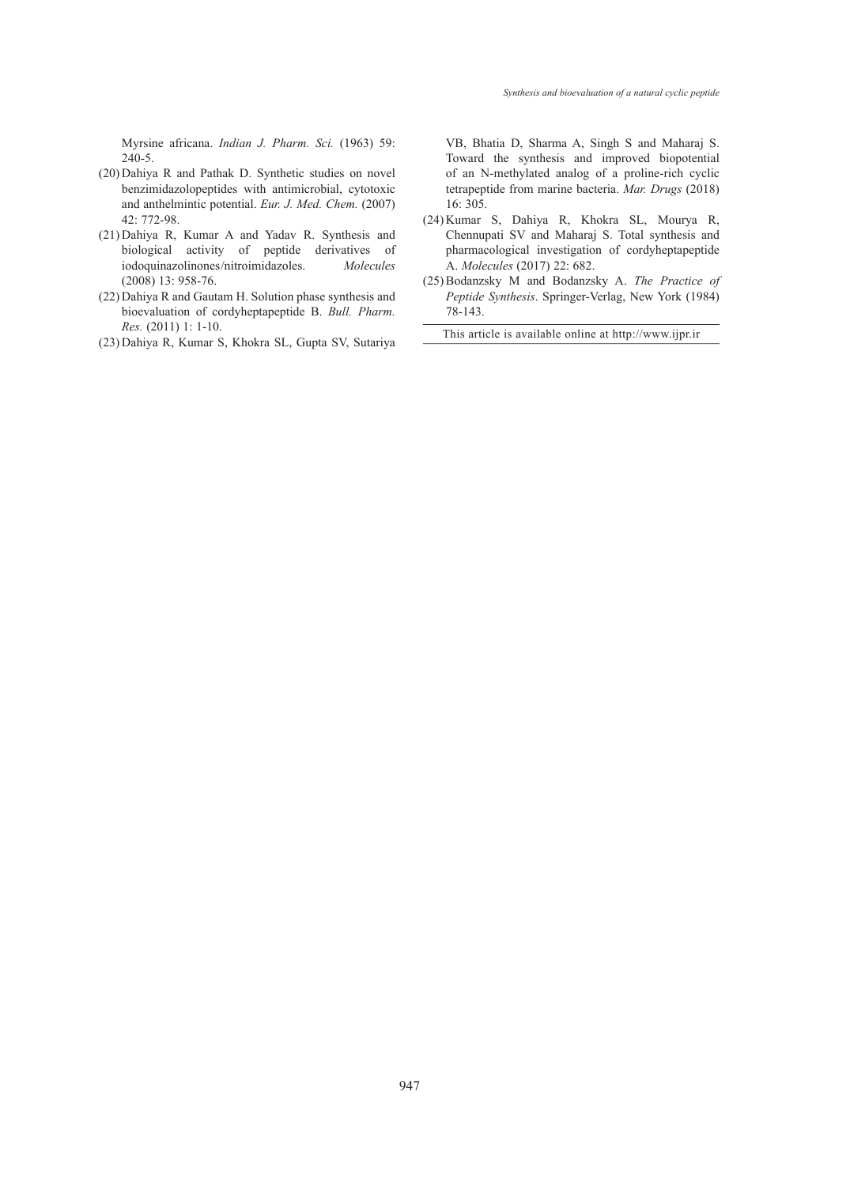Myrsine africana. *Indian J. Pharm. Sci.* (1963) 59: 240-5.

(20) Dahiya R and Pathak D. Synthetic studies on novel benzimidazolopeptides with antimicrobial, cytotoxic and anthelmintic potential. *Eur. J. Med. Chem.* (2007) 42: 772-98.

(21) Dahiya R, Kumar A and Yadav R. Synthesis and biological activity of peptide derivatives of iodoquinazolinones/nitroimidazoles. *Molecules* (2008) 13: 958-76.

(22) Dahiya R and Gautam H. Solution phase synthesis and bioevaluation of cordyheptapeptide B. *Bull. Pharm. Res.* (2011) 1: 1-10.

(23) Dahiya R, Kumar S, Khokra SL, Gupta SV, Sutariya VB, Bhatia D, Sharma A, Singh S and Maharaj S. Toward the synthesis and improved biopotential of an N-methylated analog of a proline-rich cyclic tetrapeptide from marine bacteria. *Mar. Drugs* (2018) 16: 305.

(24) Kumar S, Dahiya R, Khokra SL, Mourya R, Chennupati SV and Maharaj S. Total synthesis and pharmacological investigation of cordyheptapeptide A. *Molecules* (2017) 22: 682.

(25) Bodanzsky M and Bodanzsky A. *The Practice of Peptide Synthesis*. Springer-Verlag, New York (1984) 78-143.

This article is available online at http://www.ijpr.ir